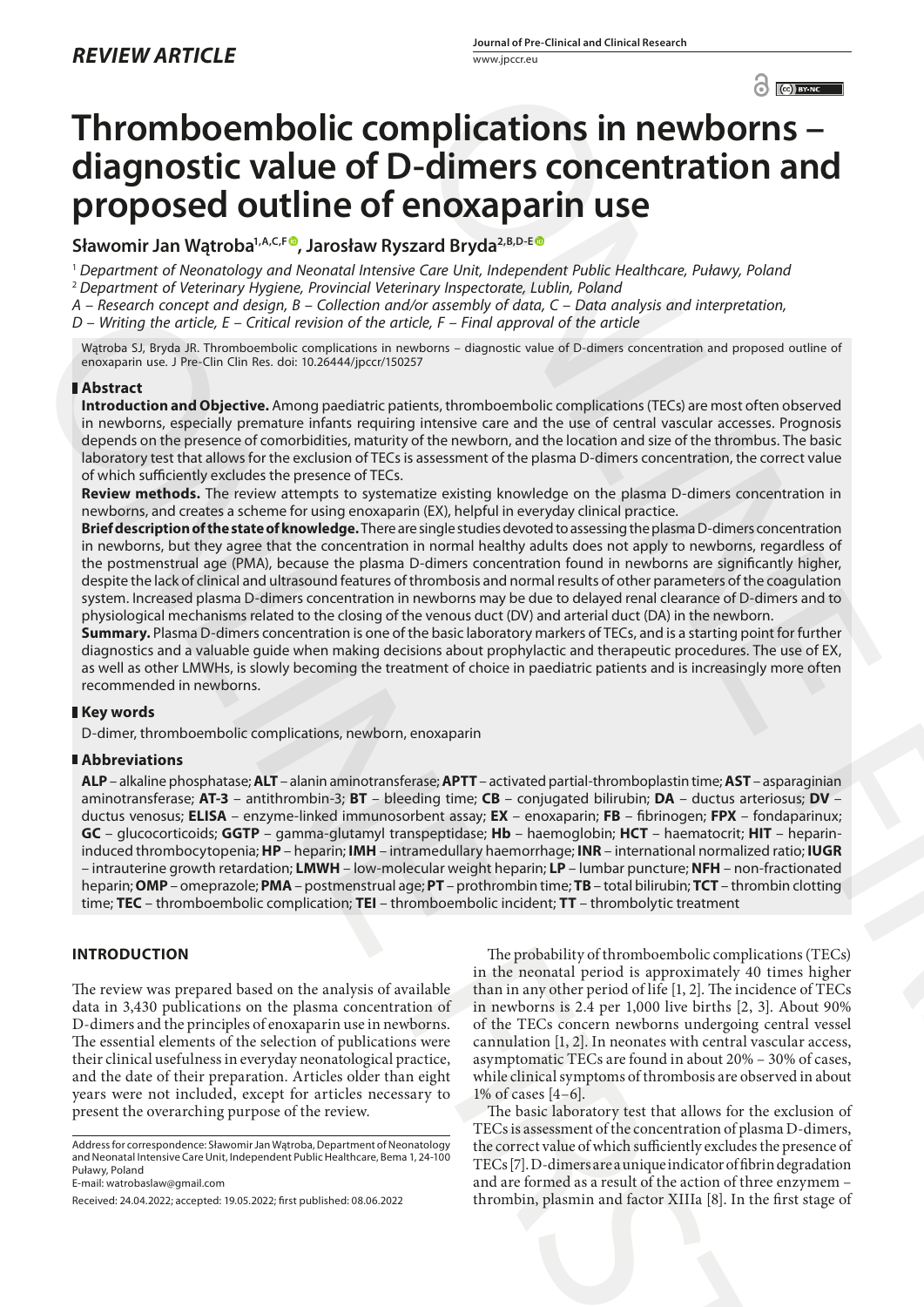*REVIEW ARTICLE*

# Thromboembolic complications in newborns – diagnostic value of D-dimers concentration and proposed outline of enoxaparin use

**Sławomir Jan Wątroba[1,A,C,F], Jarosław Ryszard Bryda[2,B,D-E]**

[1] *Department of Neonatology and Neonatal Intensive Care Unit, Independent Public Healthcare, Puławy, Poland*
[2] *Department of Veterinary Hygiene, Provincial Veterinary Inspectorate, Lublin, Poland*
*A – Research concept and design, B – Collection and/or assembly of data, C – Data analysis and interpretation, D – Writing the article, E – Critical revision of the article, F – Final approval of the article*

Wątroba SJ, Bryda JR. Thromboembolic complications in newborns – diagnostic value of D-dimers concentration and proposed outline of enoxaparin use. J Pre-Clin Clin Res. doi: 10.26444/jpccr/150257

## Abstract

**Introduction and Objective.** Among paediatric patients, thromboembolic complications (TECs) are most often observed in newborns, especially premature infants requiring intensive care and the use of central vascular accesses. Prognosis depends on the presence of comorbidities, maturity of the newborn, and the location and size of the thrombus. The basic laboratory test that allows for the exclusion of TECs is assessment of the plasma D-dimers concentration, the correct value of which sufficiently excludes the presence of TECs.

**Review methods.** The review attempts to systematize existing knowledge on the plasma D-dimers concentration in newborns, and creates a scheme for using enoxaparin (EX), helpful in everyday clinical practice.

**Brief description of the state of knowledge.** There are single studies devoted to assessing the plasma D-dimers concentration in newborns, but they agree that the concentration in normal healthy adults does not apply to newborns, regardless of the postmenstrual age (PMA), because the plasma D-dimers concentration found in newborns are significantly higher, despite the lack of clinical and ultrasound features of thrombosis and normal results of other parameters of the coagulation system. Increased plasma D-dimers concentration in newborns may be due to delayed renal clearance of D-dimers and to physiological mechanisms related to the closing of the venous duct (DV) and arterial duct (DA) in the newborn.

**Summary.** Plasma D-dimers concentration is one of the basic laboratory markers of TECs, and is a starting point for further diagnostics and a valuable guide when making decisions about prophylactic and therapeutic procedures. The use of EX, as well as other LMWHs, is slowly becoming the treatment of choice in paediatric patients and is increasingly more often recommended in newborns.

## Key words

D-dimer, thromboembolic complications, newborn, enoxaparin

## Abbreviations

**ALP** – alkaline phosphatase; **ALT** – alanin aminotransferase; **APTT** – activated partial-thromboplastin time; **AST** – asparaginian aminotransferase; **AT-3** – antithrombin-3; **BT** – bleeding time; **CB** – conjugated bilirubin; **DA** – ductus arteriosus; **DV** – ductus venosus; **ELISA** – enzyme-linked immunosorbent assay; **EX** – enoxaparin; **FB** – fibrinogen; **FPX** – fondaparinux; **GC** – glucocorticoids; **GGTP** – gamma-glutamyl transpeptidase; **Hb** – haemoglobin; **HCT** – haematocrit; **HIT** – heparin-induced thrombocytopenia; **HP** – heparin; **IMH** – intramedullary haemorrhage; **INR** – international normalized ratio; **IUGR** – intrauterine growth retardation; **LMWH** – low-molecular weight heparin; **LP** – lumbar puncture; **NFH** – non-fractionated heparin; **OMP** – omeprazole; **PMA** – postmenstrual age; **PT** – prothrombin time; **TB** – total bilirubin; **TCT** – thrombin clotting time; **TEC** – thromboembolic complication; **TEI** – thromboembolic incident; **TT** – thrombolytic treatment

## INTRODUCTION

The review was prepared based on the analysis of available data in 3,430 publications on the plasma concentration of D-dimers and the principles of enoxaparin use in newborns. The essential elements of the selection of publications were their clinical usefulness in everyday neonatological practice, and the date of their preparation. Articles older than eight years were not included, except for articles necessary to present the overarching purpose of the review.

Address for correspondence: Sławomir Jan Wątroba, Department of Neonatology and Neonatal Intensive Care Unit, Independent Public Healthcare, Bema 1, 24-100 Puławy, Poland
E-mail: watrobaslaw@gmail.com

Received: 24.04.2022; accepted: 19.05.2022; first published: 08.06.2022

The probability of thromboembolic complications (TECs) in the neonatal period is approximately 40 times higher than in any other period of life [1, 2]. The incidence of TECs in newborns is 2.4 per 1,000 live births [2, 3]. About 90% of the TECs concern newborns undergoing central vessel cannulation [1, 2]. In neonates with central vascular access, asymptomatic TECs are found in about 20% – 30% of cases, while clinical symptoms of thrombosis are observed in about 1% of cases [4–6].

The basic laboratory test that allows for the exclusion of TECs is assessment of the concentration of plasma D-dimers, the correct value of which sufficiently excludes the presence of TECs [7]. D-dimers are a unique indicator of fibrin degradation and are formed as a result of the action of three enzymem – thrombin, plasmin and factor XIIIa [8]. In the first stage of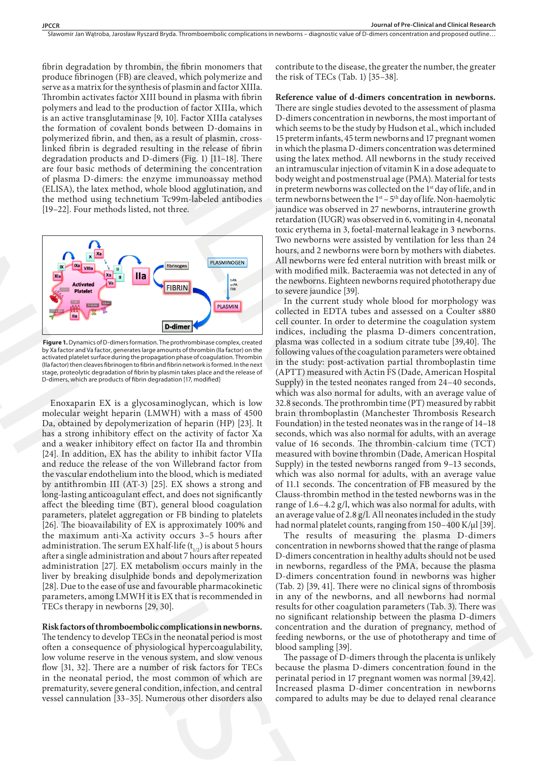fibrin degradation by thrombin, the fibrin monomers that produce fibrinogen (FB) are cleaved, which polymerize and serve as a matrix for the synthesis of plasmin and factor XIIIa. Thrombin activates factor XIII bound in plasma with fibrin polymers and lead to the production of factor XIIIa, which is an active transglutaminase [9, 10]. Factor XIIIa catalyses the formation of covalent bonds between D-domains in polymerized fibrin, and then, as a result of plasmin, cross-linked fibrin is degraded resulting in the release of fibrin degradation products and D-dimers (Fig. 1) [11–18]. There are four basic methods of determining the concentration of plasma D-dimers: the enzyme immunoassay method (ELISA), the latex method, whole blood agglutination, and the method using technetium Tc99m-labeled antibodies [19–22]. Four methods listed, not three.

**Figure 1.** Dynamics of D-dimers formation. The prothrombinase complex, created by Xa factor and Va factor, generates large amounts of thrombin (IIa factor) on the activated platelet surface during the propagation phase of coagulation. Thrombin (IIa factor) then cleaves fibrinogen to fibrin and fibrin network is formed. In the next stage, proteolytic degradation of fibrin by plasmin takes place and the release of D-dimers, which are products of fibrin degradation [17, modified]

Enoxaparin EX is a glycosaminoglycan, which is low molecular weight heparin (LMWH) with a mass of 4500 Da, obtained by depolymerization of heparin (HP) [23]. It has a strong inhibitory effect on the activity of factor Xa and a weaker inhibitory effect on factor IIa and thrombin [24]. In addition, EX has the ability to inhibit factor VIIa and reduce the release of the von Willebrand factor from the vascular endothelium into the blood, which is mediated by antithrombin III (AT-3) [25]. EX shows a strong and long-lasting anticoagulant effect, and does not significantly affect the bleeding time (BT), general blood coagulation parameters, platelet aggregation or FB binding to platelets [26]. The bioavailability of EX is approximately 100% and the maximum anti-Xa activity occurs 3–5 hours after administration. The serum EX half-life ($t_{1/2}$) is about 5 hours after a single administration and about 7 hours after repeated administration [27]. EX metabolism occurs mainly in the liver by breaking disulphide bonds and depolymerization [28]. Due to the ease of use and favourable pharmacokinetic parameters, among LMWH it is EX that is recommended in TECs therapy in newborns [29, 30].

**Risk factors of thromboembolic complications in newborns.** The tendency to develop TECs in the neonatal period is most often a consequence of physiological hypercoagulability, low volume reserve in the venous system, and slow venous flow [31, 32]. There are a number of risk factors for TECs in the neonatal period, the most common of which are prematurity, severe general condition, infection, and central vessel cannulation [33–35]. Numerous other disorders also contribute to the disease, the greater the number, the greater the risk of TECs (Tab. 1) [35–38].

**Reference value of d-dimers concentration in newborns.** There are single studies devoted to the assessment of plasma D-dimers concentration in newborns, the most important of which seems to be the study by Hudson et al., which included 15 preterm infants, 45 term newborns and 17 pregnant women in which the plasma D-dimers concentration was determined using the latex method. All newborns in the study received an intramuscular injection of vitamin K in a dose adequate to body weight and postmenstrual age (PMA). Material for tests in preterm newborns was collected on the 1st day of life, and in term newborns between the 1st – 5th day of life. Non-haemolytic jaundice was observed in 27 newborns, intrauterine growth retardation (IUGR) was observed in 6, vomiting in 4, neonatal toxic erythema in 3, foetal-maternal leakage in 3 newborns. Two newborns were assisted by ventilation for less than 24 hours, and 2 newborns were born by mothers with diabetes. All newborns were fed enteral nutrition with breast milk or with modified milk. Bacteraemia was not detected in any of the newborns. Eighteen newborns required phototherapy due to severe jaundice [39].

In the current study whole blood for morphology was collected in EDTA tubes and assessed on a Coulter s880 cell counter. In order to determine the coagulation system indices, including the plasma D-dimers concentration, plasma was collected in a sodium citrate tube [39,40]. The following values of the coagulation parameters were obtained in the study: post-activation partial thromboplastin time (APTT) measured with Actin FS (Dade, American Hospital Supply) in the tested neonates ranged from 24–40 seconds, which was also normal for adults, with an average value of 32.8 seconds. The prothrombin time (PT) measured by rabbit brain thromboplastin (Manchester Thrombosis Research Foundation) in the tested neonates was in the range of 14–18 seconds, which was also normal for adults, with an average value of 16 seconds. The thrombin-calcium time (TCT) measured with bovine thrombin (Dade, American Hospital Supply) in the tested newborns ranged from 9–13 seconds, which was also normal for adults, with an average of 11.1 seconds. The concentration of FB measured by the Clauss-thrombin method in the tested newborns was in the range of 1.6–4.2 g/l, which was also normal for adults, with an average value of 2.8 g/l. All neonates included in the study had normal platelet counts, ranging from 150–400 K/μl [39].

The results of measuring the plasma D-dimers concentration in newborns showed that the range of plasma D-dimers concentration in healthy adults should not be used in newborns, regardless of the PMA, because the plasma D-dimers concentration found in newborns was higher (Tab. 2) [39, 41]. There were no clinical signs of thrombosis in any of the newborns, and all newborns had normal results for other coagulation parameters (Tab. 3). There was no significant relationship between the plasma D-dimers concentration and the duration of pregnancy, method of feeding newborns, or the use of phototherapy and time of blood sampling [39].

The passage of D-dimers through the placenta is unlikely because the plasma D-dimers concentration found in the perinatal period in 17 pregnant women was normal [39,42]. Increased plasma D-dimer concentration in newborns compared to adults may be due to delayed renal clearance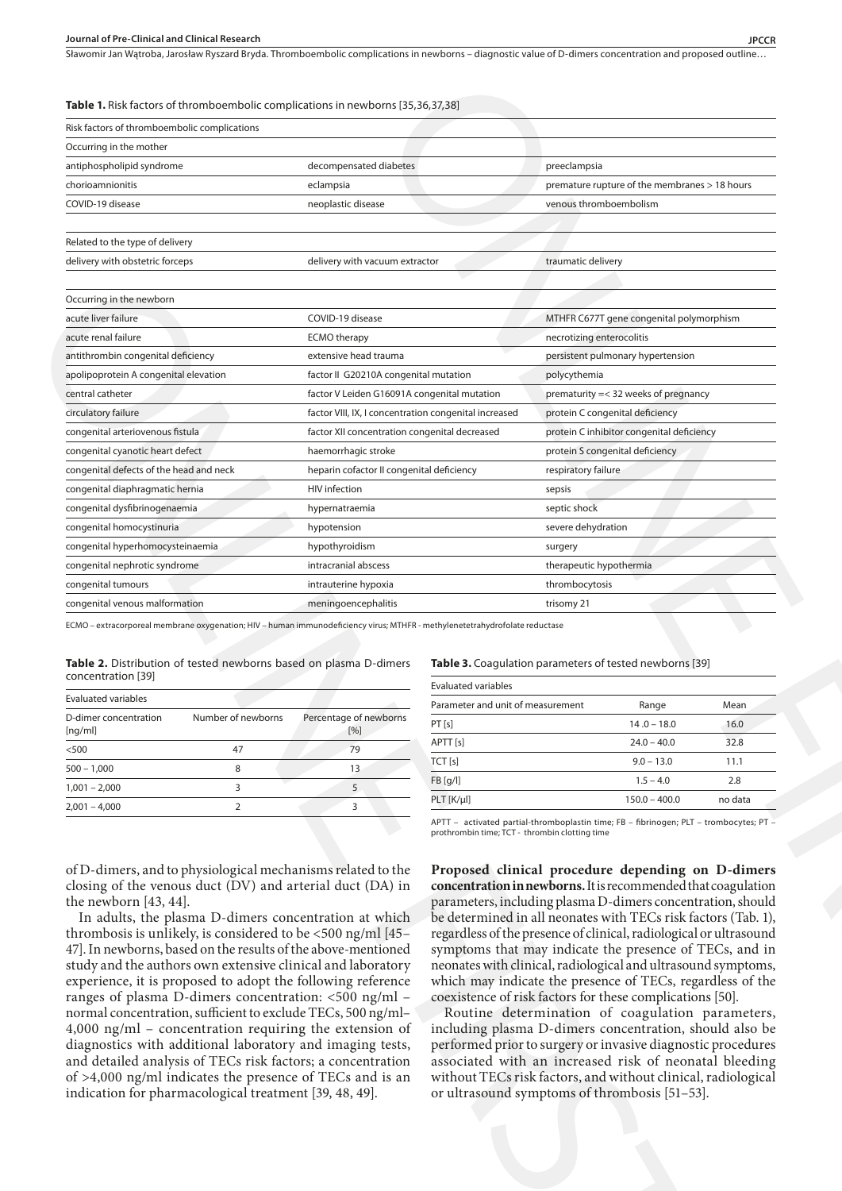**Table 1.** Risk factors of thromboembolic complications in newborns [35,36,37,38]

| Risk factors of thromboembolic complications | | |
|---|---|---|
| Occurring in the mother | | |
| antiphospholipid syndrome | decompensated diabetes | preeclampsia |
| chorioamnionitis | eclampsia | premature rupture of the membranes > 18 hours |
| COVID-19 disease | neoplastic disease | venous thromboembolism |
| Related to the type of delivery | | |
| delivery with obstetric forceps | delivery with vacuum extractor | traumatic delivery |
| Occurring in the newborn | | |
| acute liver failure | COVID-19 disease | MTHFR C677T gene congenital polymorphism |
| acute renal failure | ECMO therapy | necrotizing enterocolitis |
| antithrombin congenital deficiency | extensive head trauma | persistent pulmonary hypertension |
| apolipoprotein A congenital elevation | factor II G20210A congenital mutation | polycythemia |
| central catheter | factor V Leiden G16091A congenital mutation | prematurity =< 32 weeks of pregnancy |
| circulatory failure | factor VIII, IX, I concentration congenital increased | protein C congenital deficiency |
| congenital arteriovenous fistula | factor XII concentration congenital decreased | protein C inhibitor congenital deficiency |
| congenital cyanotic heart defect | haemorrhagic stroke | protein S congenital deficiency |
| congenital defects of the head and neck | heparin cofactor II congenital deficiency | respiratory failure |
| congenital diaphragmatic hernia | HIV infection | sepsis |
| congenital dysfibrinogenaemia | hypernatraemia | septic shock |
| congenital homocystinuria | hypotension | severe dehydration |
| congenital hyperhomocysteinaemia | hypothyroidism | surgery |
| congenital nephrotic syndrome | intracranial abscess | therapeutic hypothermia |
| congenital tumours | intrauterine hypoxia | thrombocytosis |
| congenital venous malformation | meningoencephalitis | trisomy 21 |

ECMO – extracorporeal membrane oxygenation; HIV – human immunodeficiency virus; MTHFR - methylenetetrahydrofolate reductase

**Table 2.** Distribution of tested newborns based on plasma D-dimers concentration [39]

| Evaluated variables | | |
|---|---|---|
| D-dimer concentration [ng/ml] | Number of newborns | Percentage of newborns [%] |
| <500 | 47 | 79 |
| 500 – 1,000 | 8 | 13 |
| 1,001 – 2,000 | 3 | 5 |
| 2,001 – 4,000 | 2 | 3 |

**Table 3.** Coagulation parameters of tested newborns [39]

| Evaluated variables | | |
|---|---|---|
| Parameter and unit of measurement | Range | Mean |
| PT [s] | 14 .0 – 18.0 | 16.0 |
| APTT [s] | 24.0 – 40.0 | 32.8 |
| TCT [s] | 9.0 – 13.0 | 11.1 |
| FB [g/l] | 1.5 – 4.0 | 2.8 |
| PLT [K/μl] | 150.0 – 400.0 | no data |

APTT – activated partial-thromboplastin time; FB – fibrinogen; PLT – trombocytes; PT – prothrombin time; TCT - thrombin clotting time

of D-dimers, and to physiological mechanisms related to the closing of the venous duct (DV) and arterial duct (DA) in the newborn [43, 44].

In adults, the plasma D-dimers concentration at which thrombosis is unlikely, is considered to be <500 ng/ml [45–47]. In newborns, based on the results of the above-mentioned study and the authors own extensive clinical and laboratory experience, it is proposed to adopt the following reference ranges of plasma D-dimers concentration: <500 ng/ml – normal concentration, sufficient to exclude TECs, 500 ng/ml–4,000 ng/ml – concentration requiring the extension of diagnostics with additional laboratory and imaging tests, and detailed analysis of TECs risk factors; a concentration of >4,000 ng/ml indicates the presence of TECs and is an indication for pharmacological treatment [39, 48, 49].

**Proposed clinical procedure depending on D-dimers concentration in newborns.** It is recommended that coagulation parameters, including plasma D-dimers concentration, should be determined in all neonates with TECs risk factors (Tab. 1), regardless of the presence of clinical, radiological or ultrasound symptoms that may indicate the presence of TECs, and in neonates with clinical, radiological and ultrasound symptoms, which may indicate the presence of TECs, regardless of the coexistence of risk factors for these complications [50].

Routine determination of coagulation parameters, including plasma D-dimers concentration, should also be performed prior to surgery or invasive diagnostic procedures associated with an increased risk of neonatal bleeding without TECs risk factors, and without clinical, radiological or ultrasound symptoms of thrombosis [51–53].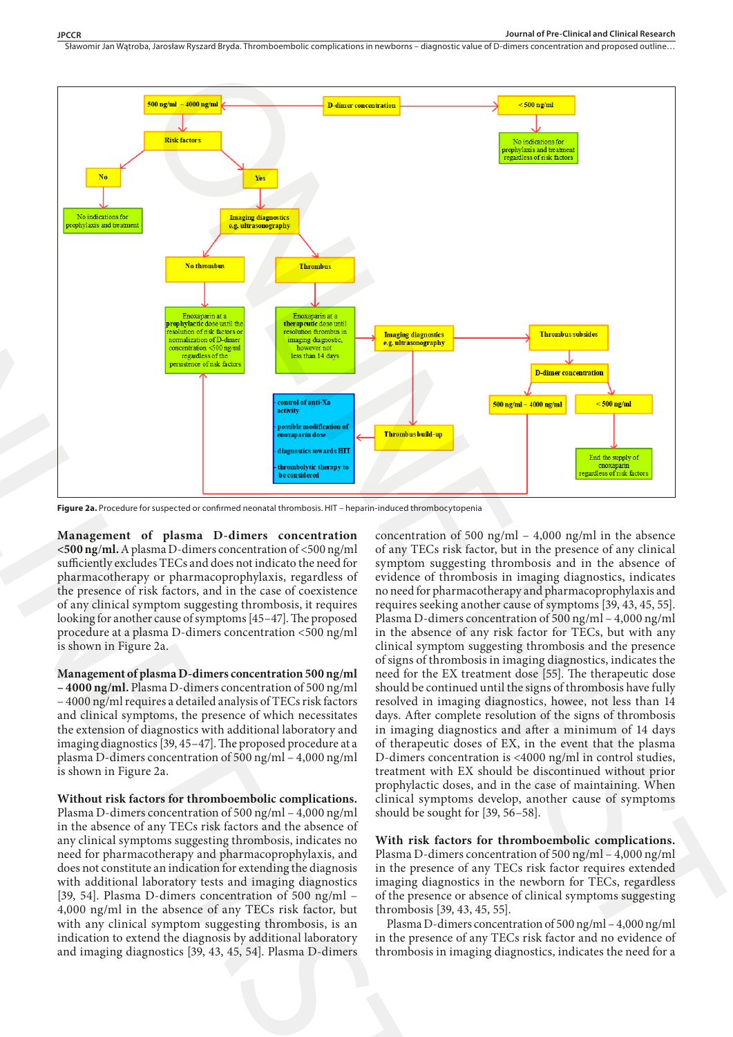**Figure 2a.** Procedure for suspected or confirmed neonatal thrombosis. HIT – heparin-induced thrombocytopenia

**Management of plasma D-dimers concentration <500 ng/ml.** A plasma D-dimers concentration of <500 ng/ml sufficiently excludes TECs and does not indicato the need for pharmacotherapy or pharmacoprophylaxis, regardless of the presence of risk factors, and in the case of coexistence of any clinical symptom suggesting thrombosis, it requires looking for another cause of symptoms [45–47]. The proposed procedure at a plasma D-dimers concentration <500 ng/ml is shown in Figure 2a.

**Management of plasma D-dimers concentration 500 ng/ml – 4000 ng/ml.** Plasma D-dimers concentration of 500 ng/ml – 4000 ng/ml requires a detailed analysis of TECs risk factors and clinical symptoms, the presence of which necessitates the extension of diagnostics with additional laboratory and imaging diagnostics [39, 45–47]. The proposed procedure at a plasma D-dimers concentration of 500 ng/ml – 4,000 ng/ml is shown in Figure 2a.

**Without risk factors for thromboembolic complications.** Plasma D-dimers concentration of 500 ng/ml – 4,000 ng/ml in the absence of any TECs risk factors and the absence of any clinical symptoms suggesting thrombosis, indicates no need for pharmacotherapy and pharmacoprophylaxis, and does not constitute an indication for extending the diagnosis with additional laboratory tests and imaging diagnostics [39, 54]. Plasma D-dimers concentration of 500 ng/ml – 4,000 ng/ml in the absence of any TECs risk factor, but with any clinical symptom suggesting thrombosis, is an indication to extend the diagnosis by additional laboratory and imaging diagnostics [39, 43, 45, 54]. Plasma D-dimers concentration of 500 ng/ml – 4,000 ng/ml in the absence of any TECs risk factor, but in the presence of any clinical symptom suggesting thrombosis and in the absence of evidence of thrombosis in imaging diagnostics, indicates no need for pharmacotherapy and pharmacoprophylaxis and requires seeking another cause of symptoms [39, 43, 45, 55]. Plasma D-dimers concentration of 500 ng/ml – 4,000 ng/ml in the absence of any risk factor for TECs, but with any clinical symptom suggesting thrombosis and the presence of signs of thrombosis in imaging diagnostics, indicates the need for the EX treatment dose [55]. The therapeutic dose should be continued until the signs of thrombosis have fully resolved in imaging diagnostics, howee, not less than 14 days. After complete resolution of the signs of thrombosis in imaging diagnostics and after a minimum of 14 days of therapeutic doses of EX, in the event that the plasma D-dimers concentration is <4000 ng/ml in control studies, treatment with EX should be discontinued without prior prophylactic doses, and in the case of maintaining. When clinical symptoms develop, another cause of symptoms should be sought for [39, 56–58].

**With risk factors for thromboembolic complications.** Plasma D-dimers concentration of 500 ng/ml – 4,000 ng/ml in the presence of any TECs risk factor requires extended imaging diagnostics in the newborn for TECs, regardless of the presence or absence of clinical symptoms suggesting thrombosis [39, 43, 45, 55].

Plasma D-dimers concentration of 500 ng/ml – 4,000 ng/ml in the presence of any TECs risk factor and no evidence of thrombosis in imaging diagnostics, indicates the need for a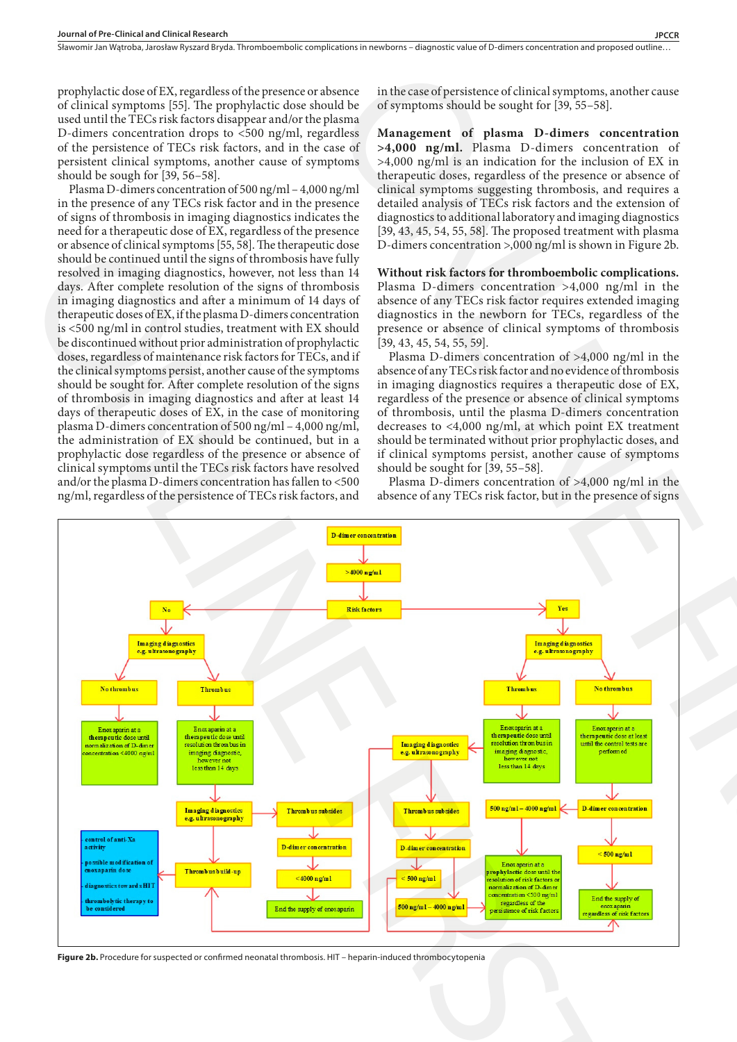prophylactic dose of EX, regardless of the presence or absence of clinical symptoms [55]. The prophylactic dose should be used until the TECs risk factors disappear and/or the plasma D-dimers concentration drops to <500 ng/ml, regardless of the persistence of TECs risk factors, and in the case of persistent clinical symptoms, another cause of symptoms should be sough for [39, 56–58].

Plasma D-dimers concentration of 500 ng/ml – 4,000 ng/ml in the presence of any TECs risk factor and in the presence of signs of thrombosis in imaging diagnostics indicates the need for a therapeutic dose of EX, regardless of the presence or absence of clinical symptoms [55, 58]. The therapeutic dose should be continued until the signs of thrombosis have fully resolved in imaging diagnostics, however, not less than 14 days. After complete resolution of the signs of thrombosis in imaging diagnostics and after a minimum of 14 days of therapeutic doses of EX, if the plasma D-dimers concentration is <500 ng/ml in control studies, treatment with EX should be discontinued without prior administration of prophylactic doses, regardless of maintenance risk factors for TECs, and if the clinical symptoms persist, another cause of the symptoms should be sought for. After complete resolution of the signs of thrombosis in imaging diagnostics and after at least 14 days of therapeutic doses of EX, in the case of monitoring plasma D-dimers concentration of 500 ng/ml – 4,000 ng/ml, the administration of EX should be continued, but in a prophylactic dose regardless of the presence or absence of clinical symptoms until the TECs risk factors have resolved and/or the plasma D-dimers concentration has fallen to <500 ng/ml, regardless of the persistence of TECs risk factors, and in the case of persistence of clinical symptoms, another cause of symptoms should be sought for [39, 55–58].

**Management of plasma D-dimers concentration >4,000 ng/ml.** Plasma D-dimers concentration of >4,000 ng/ml is an indication for the inclusion of EX in therapeutic doses, regardless of the presence or absence of clinical symptoms suggesting thrombosis, and requires a detailed analysis of TECs risk factors and the extension of diagnostics to additional laboratory and imaging diagnostics [39, 43, 45, 54, 55, 58]. The proposed treatment with plasma D-dimers concentration >,000 ng/ml is shown in Figure 2b.

**Without risk factors for thromboembolic complications.** Plasma D-dimers concentration >4,000 ng/ml in the absence of any TECs risk factor requires extended imaging diagnostics in the newborn for TECs, regardless of the presence or absence of clinical symptoms of thrombosis [39, 43, 45, 54, 55, 59].

Plasma D-dimers concentration of >4,000 ng/ml in the absence of any TECs risk factor and no evidence of thrombosis in imaging diagnostics requires a therapeutic dose of EX, regardless of the presence or absence of clinical symptoms of thrombosis, until the plasma D-dimers concentration decreases to <4,000 ng/ml, at which point EX treatment should be terminated without prior prophylactic doses, and if clinical symptoms persist, another cause of symptoms should be sought for [39, 55–58].

Plasma D-dimers concentration of >4,000 ng/ml in the absence of any TECs risk factor, but in the presence of signs

**Figure 2b.** Procedure for suspected or confirmed neonatal thrombosis. HIT – heparin-induced thrombocytopenia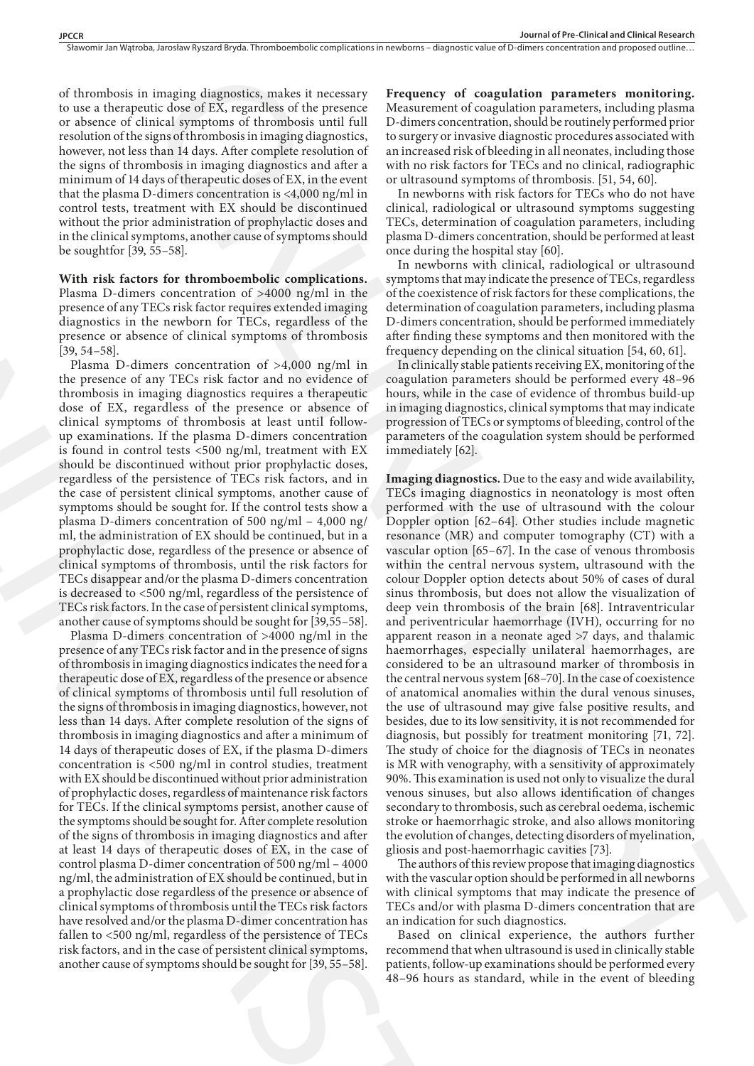of thrombosis in imaging diagnostics, makes it necessary to use a therapeutic dose of EX, regardless of the presence or absence of clinical symptoms of thrombosis until full resolution of the signs of thrombosis in imaging diagnostics, however, not less than 14 days. After complete resolution of the signs of thrombosis in imaging diagnostics and after a minimum of 14 days of therapeutic doses of EX, in the event that the plasma D-dimers concentration is <4,000 ng/ml in control tests, treatment with EX should be discontinued without the prior administration of prophylactic doses and in the clinical symptoms, another cause of symptoms should be soughtfor [39, 55–58].

**With risk factors for thromboembolic complications.** Plasma D-dimers concentration of >4000 ng/ml in the presence of any TECs risk factor requires extended imaging diagnostics in the newborn for TECs, regardless of the presence or absence of clinical symptoms of thrombosis [39, 54–58].

Plasma D-dimers concentration of >4,000 ng/ml in the presence of any TECs risk factor and no evidence of thrombosis in imaging diagnostics requires a therapeutic dose of EX, regardless of the presence or absence of clinical symptoms of thrombosis at least until follow-up examinations. If the plasma D-dimers concentration is found in control tests <500 ng/ml, treatment with EX should be discontinued without prior prophylactic doses, regardless of the persistence of TECs risk factors, and in the case of persistent clinical symptoms, another cause of symptoms should be sought for. If the control tests show a plasma D-dimers concentration of 500 ng/ml – 4,000 ng/ml, the administration of EX should be continued, but in a prophylactic dose, regardless of the presence or absence of clinical symptoms of thrombosis, until the risk factors for TECs disappear and/or the plasma D-dimers concentration is decreased to <500 ng/ml, regardless of the persistence of TECs risk factors. In the case of persistent clinical symptoms, another cause of symptoms should be sought for [39,55–58].

Plasma D-dimers concentration of >4000 ng/ml in the presence of any TECs risk factor and in the presence of signs of thrombosis in imaging diagnostics indicates the need for a therapeutic dose of EX, regardless of the presence or absence of clinical symptoms of thrombosis until full resolution of the signs of thrombosis in imaging diagnostics, however, not less than 14 days. After complete resolution of the signs of thrombosis in imaging diagnostics and after a minimum of 14 days of therapeutic doses of EX, if the plasma D-dimers concentration is <500 ng/ml in control studies, treatment with EX should be discontinued without prior administration of prophylactic doses, regardless of maintenance risk factors for TECs. If the clinical symptoms persist, another cause of the symptoms should be sought for. After complete resolution of the signs of thrombosis in imaging diagnostics and after at least 14 days of therapeutic doses of EX, in the case of control plasma D-dimer concentration of 500 ng/ml – 4000 ng/ml, the administration of EX should be continued, but in a prophylactic dose regardless of the presence or absence of clinical symptoms of thrombosis until the TECs risk factors have resolved and/or the plasma D-dimer concentration has fallen to <500 ng/ml, regardless of the persistence of TECs risk factors, and in the case of persistent clinical symptoms, another cause of symptoms should be sought for [39, 55–58].

**Frequency of coagulation parameters monitoring.** Measurement of coagulation parameters, including plasma D-dimers concentration, should be routinely performed prior to surgery or invasive diagnostic procedures associated with an increased risk of bleeding in all neonates, including those with no risk factors for TECs and no clinical, radiographic or ultrasound symptoms of thrombosis. [51, 54, 60].

In newborns with risk factors for TECs who do not have clinical, radiological or ultrasound symptoms suggesting TECs, determination of coagulation parameters, including plasma D-dimers concentration, should be performed at least once during the hospital stay [60].

In newborns with clinical, radiological or ultrasound symptoms that may indicate the presence of TECs, regardless of the coexistence of risk factors for these complications, the determination of coagulation parameters, including plasma D-dimers concentration, should be performed immediately after finding these symptoms and then monitored with the frequency depending on the clinical situation [54, 60, 61].

In clinically stable patients receiving EX, monitoring of the coagulation parameters should be performed every 48–96 hours, while in the case of evidence of thrombus build-up in imaging diagnostics, clinical symptoms that may indicate progression of TECs or symptoms of bleeding, control of the parameters of the coagulation system should be performed immediately [62].

**Imaging diagnostics.** Due to the easy and wide availability, TECs imaging diagnostics in neonatology is most often performed with the use of ultrasound with the colour Doppler option [62–64]. Other studies include magnetic resonance (MR) and computer tomography (CT) with a vascular option [65–67]. In the case of venous thrombosis within the central nervous system, ultrasound with the colour Doppler option detects about 50% of cases of dural sinus thrombosis, but does not allow the visualization of deep vein thrombosis of the brain [68]. Intraventricular and periventricular haemorrhage (IVH), occurring for no apparent reason in a neonate aged >7 days, and thalamic haemorrhages, especially unilateral haemorrhages, are considered to be an ultrasound marker of thrombosis in the central nervous system [68–70]. In the case of coexistence of anatomical anomalies within the dural venous sinuses, the use of ultrasound may give false positive results, and besides, due to its low sensitivity, it is not recommended for diagnosis, but possibly for treatment monitoring [71, 72]. The study of choice for the diagnosis of TECs in neonates is MR with venography, with a sensitivity of approximately 90%. This examination is used not only to visualize the dural venous sinuses, but also allows identification of changes secondary to thrombosis, such as cerebral oedema, ischemic stroke or haemorrhagic stroke, and also allows monitoring the evolution of changes, detecting disorders of myelination, gliosis and post-haemorrhagic cavities [73].

The authors of this review propose that imaging diagnostics with the vascular option should be performed in all newborns with clinical symptoms that may indicate the presence of TECs and/or with plasma D-dimers concentration that are an indication for such diagnostics.

Based on clinical experience, the authors further recommend that when ultrasound is used in clinically stable patients, follow-up examinations should be performed every 48–96 hours as standard, while in the event of bleeding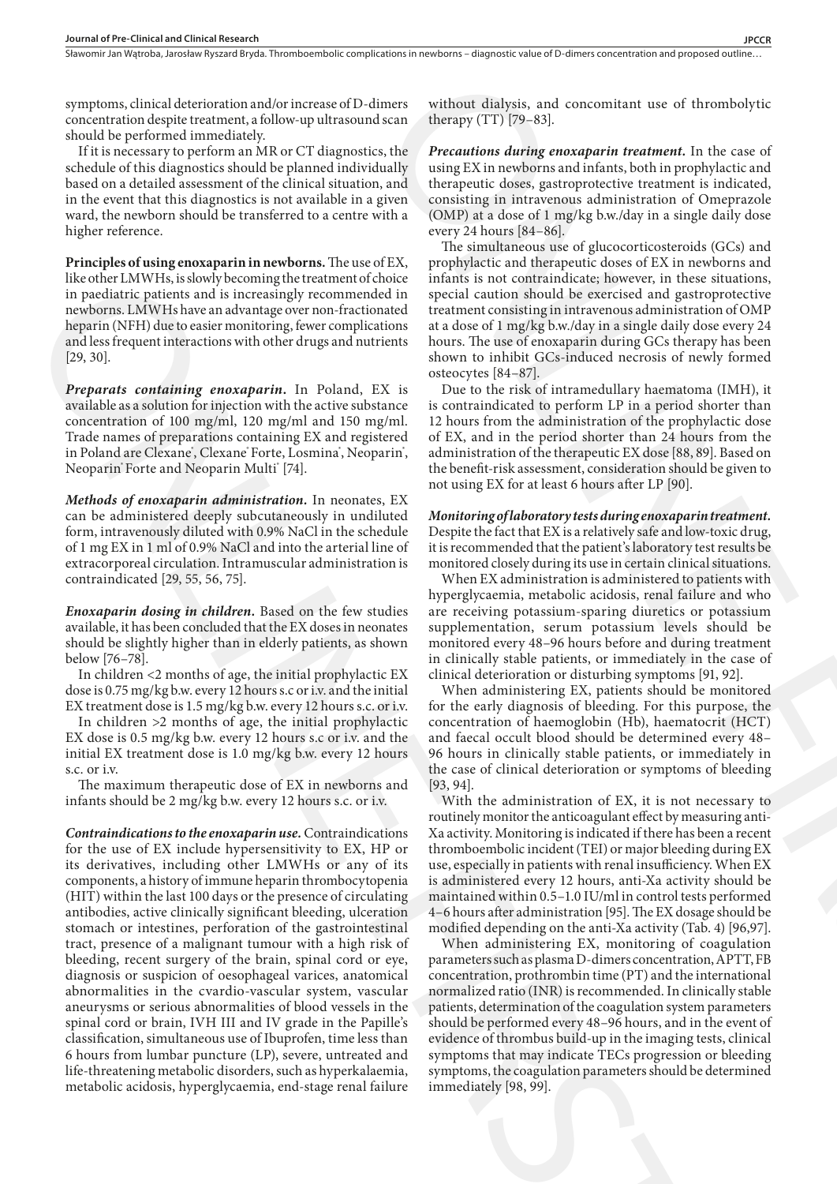symptoms, clinical deterioration and/or increase of D-dimers concentration despite treatment, a follow-up ultrasound scan should be performed immediately.

If it is necessary to perform an MR or CT diagnostics, the schedule of this diagnostics should be planned individually based on a detailed assessment of the clinical situation, and in the event that this diagnostics is not available in a given ward, the newborn should be transferred to a centre with a higher reference.

**Principles of using enoxaparin in newborns.** The use of EX, like other LMWHs, is slowly becoming the treatment of choice in paediatric patients and is increasingly recommended in newborns. LMWHs have an advantage over non-fractionated heparin (NFH) due to easier monitoring, fewer complications and less frequent interactions with other drugs and nutrients [29, 30].

***Preparats containing enoxaparin.*** In Poland, EX is available as a solution for injection with the active substance concentration of 100 mg/ml, 120 mg/ml and 150 mg/ml. Trade names of preparations containing EX and registered in Poland are Clexane®, Clexane® Forte, Losmina®, Neoparin®, Neoparin® Forte and Neoparin Multi® [74].

***Methods of enoxaparin administration.*** In neonates, EX can be administered deeply subcutaneously in undiluted form, intravenously diluted with 0.9% NaCl in the schedule of 1 mg EX in 1 ml of 0.9% NaCl and into the arterial line of extracorporeal circulation. Intramuscular administration is contraindicated [29, 55, 56, 75].

***Enoxaparin dosing in children.*** Based on the few studies available, it has been concluded that the EX doses in neonates should be slightly higher than in elderly patients, as shown below [76–78].

In children <2 months of age, the initial prophylactic EX dose is 0.75 mg/kg b.w. every 12 hours s.c or i.v. and the initial EX treatment dose is 1.5 mg/kg b.w. every 12 hours s.c. or i.v.

In children >2 months of age, the initial prophylactic EX dose is 0.5 mg/kg b.w. every 12 hours s.c or i.v. and the initial EX treatment dose is 1.0 mg/kg b.w. every 12 hours s.c. or i.v.

The maximum therapeutic dose of EX in newborns and infants should be 2 mg/kg b.w. every 12 hours s.c. or i.v.

***Contraindications to the enoxaparin use.*** Contraindications for the use of EX include hypersensitivity to EX, HP or its derivatives, including other LMWHs or any of its components, a history of immune heparin thrombocytopenia (HIT) within the last 100 days or the presence of circulating antibodies, active clinically significant bleeding, ulceration stomach or intestines, perforation of the gastrointestinal tract, presence of a malignant tumour with a high risk of bleeding, recent surgery of the brain, spinal cord or eye, diagnosis or suspicion of oesophageal varices, anatomical abnormalities in the cvardio-vascular system, vascular aneurysms or serious abnormalities of blood vessels in the spinal cord or brain, IVH III and IV grade in the Papille's classification, simultaneous use of Ibuprofen, time less than 6 hours from lumbar puncture (LP), severe, untreated and life-threatening metabolic disorders, such as hyperkalaemia, metabolic acidosis, hyperglycaemia, end-stage renal failure without dialysis, and concomitant use of thrombolytic therapy (TT) [79–83].

***Precautions during enoxaparin treatment.*** In the case of using EX in newborns and infants, both in prophylactic and therapeutic doses, gastroprotective treatment is indicated, consisting in intravenous administration of Omeprazole (OMP) at a dose of 1 mg/kg b.w./day in a single daily dose every 24 hours [84–86].

The simultaneous use of glucocorticosteroids (GCs) and prophylactic and therapeutic doses of EX in newborns and infants is not contraindicate; however, in these situations, special caution should be exercised and gastroprotective treatment consisting in intravenous administration of OMP at a dose of 1 mg/kg b.w./day in a single daily dose every 24 hours. The use of enoxaparin during GCs therapy has been shown to inhibit GCs-induced necrosis of newly formed osteocytes [84–87].

Due to the risk of intramedullary haematoma (IMH), it is contraindicated to perform LP in a period shorter than 12 hours from the administration of the prophylactic dose of EX, and in the period shorter than 24 hours from the administration of the therapeutic EX dose [88, 89]. Based on the benefit-risk assessment, consideration should be given to not using EX for at least 6 hours after LP [90].

***Monitoring of laboratory tests during enoxaparin treatment.*** Despite the fact that EX is a relatively safe and low-toxic drug, it is recommended that the patient's laboratory test results be monitored closely during its use in certain clinical situations.

When EX administration is administered to patients with hyperglycaemia, metabolic acidosis, renal failure and who are receiving potassium-sparing diuretics or potassium supplementation, serum potassium levels should be monitored every 48–96 hours before and during treatment in clinically stable patients, or immediately in the case of clinical deterioration or disturbing symptoms [91, 92].

When administering EX, patients should be monitored for the early diagnosis of bleeding. For this purpose, the concentration of haemoglobin (Hb), haematocrit (HCT) and faecal occult blood should be determined every 48–96 hours in clinically stable patients, or immediately in the case of clinical deterioration or symptoms of bleeding [93, 94].

With the administration of EX, it is not necessary to routinely monitor the anticoagulant effect by measuring anti-Xa activity. Monitoring is indicated if there has been a recent thromboembolic incident (TEI) or major bleeding during EX use, especially in patients with renal insufficiency. When EX is administered every 12 hours, anti-Xa activity should be maintained within 0.5–1.0 IU/ml in control tests performed 4–6 hours after administration [95]. The EX dosage should be modified depending on the anti-Xa activity (Tab. 4) [96,97].

When administering EX, monitoring of coagulation parameters such as plasma D-dimers concentration, APTT, FB concentration, prothrombin time (PT) and the international normalized ratio (INR) is recommended. In clinically stable patients, determination of the coagulation system parameters should be performed every 48–96 hours, and in the event of evidence of thrombus build-up in the imaging tests, clinical symptoms that may indicate TECs progression or bleeding symptoms, the coagulation parameters should be determined immediately [98, 99].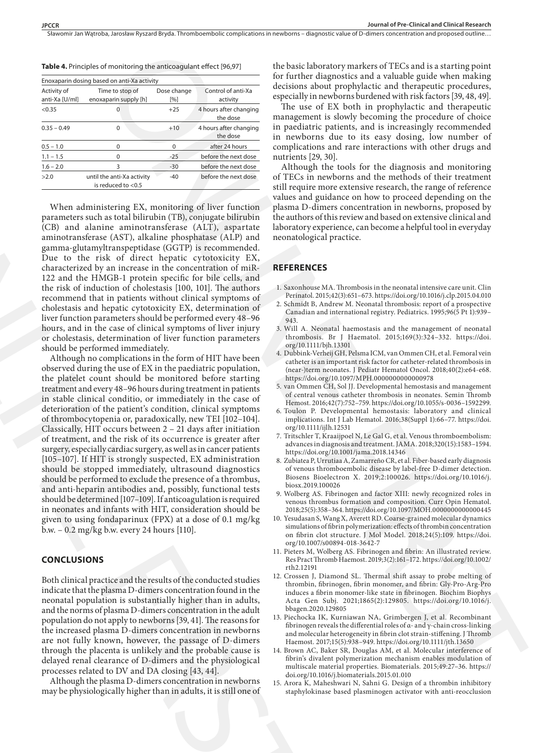**Table 4.** Principles of monitoring the anticoagulant effect [96,97]

| Enoxaparin dosing based on anti-Xa activity | | | |
|---|---|---|---|
| Activity of anti-Xa [U/ml] | Time to stop of enoxaparin supply [h] | Dose change [%] | Control of anti-Xa activity |
| <0.35 | 0 | +25 | 4 hours after changing the dose |
| 0.35 – 0.49 | 0 | +10 | 4 hours after changing the dose |
| 0.5 – 1.0 | 0 | 0 | after 24 hours |
| 1.1 – 1.5 | 0 | -25 | before the next dose |
| 1.6 – 2.0 | 3 | -30 | before the next dose |
| >2.0 | until the anti-Xa activity is reduced to <0.5 | -40 | before the next dose |

When administering EX, monitoring of liver function parameters such as total bilirubin (TB), conjugate bilirubin (CB) and alanine aminotransferase (ALT), aspartate aminotransferase (AST), alkaline phosphatase (ALP) and gamma-glutamyltranspeptidase (GGTP) is recommended. Due to the risk of direct hepatic cytotoxicity EX, characterized by an increase in the concentration of miR-122 and the HMGB-1 protein specific for bile cells, and the risk of induction of cholestasis [100, 101]. The authors recommend that in patients without clinical symptoms of cholestasis and hepatic cytotoxicity EX, determination of liver function parameters should be performed every 48–96 hours, and in the case of clinical symptoms of liver injury or cholestasis, determination of liver function parameters should be performed immediately.

Although no complications in the form of HIT have been observed during the use of EX in the paediatric population, the platelet count should be monitored before starting treatment and every 48–96 hours during treatment in patients in stable clinical conditio, or immediately in the case of deterioration of the patient's condition, clinical symptoms of thrombocytopenia or, paradoxically, new TEI [102–104]. Classically, HIT occurs between 2 – 21 days after initiation of treatment, and the risk of its occurrence is greater after surgery, especially cardiac surgery, as well as in cancer patients [105–107]. If HIT is strongly suspected, EX administration should be stopped immediately, ultrasound diagnostics should be performed to exclude the presence of a thrombus, and anti-heparin antibodies and, possibly, functional tests should be determined [107–109]. If anticoagulation is required in neonates and infants with HIT, consideration should be given to using fondaparinux (FPX) at a dose of 0.1 mg/kg b.w. – 0.2 mg/kg b.w. every 24 hours [110].

## CONCLUSIONS

Both clinical practice and the results of the conducted studies indicate that the plasma D-dimers concentration found in the neonatal population is substantially higher than in adults, and the norms of plasma D-dimers concentration in the adult population do not apply to newborns [39, 41]. The reasons for the increased plasma D-dimers concentration in newborns are not fully known, however, the passage of D-dimers through the placenta is unlikely and the probable cause is delayed renal clearance of D-dimers and the physiological processes related to DV and DA closing [43, 44].

Although the plasma D-dimers concentration in newborns may be physiologically higher than in adults, it is still one of the basic laboratory markers of TECs and is a starting point for further diagnostics and a valuable guide when making decisions about prophylactic and therapeutic procedures, especially in newborns burdened with risk factors [39, 48, 49].

The use of EX both in prophylactic and therapeutic management is slowly becoming the procedure of choice in paediatric patients, and is increasingly recommended in newborns due to its easy dosing, low number of complications and rare interactions with other drugs and nutrients [29, 30].

Although the tools for the diagnosis and monitoring of TECs in newborns and the methods of their treatment still require more extensive research, the range of reference values and guidance on how to proceed depending on the plasma D-dimers concentration in newborns, proposed by the authors of this review and based on extensive clinical and laboratory experience, can become a helpful tool in everyday neonatological practice.

## REFERENCES

1. Saxonhouse MA. Thrombosis in the neonatal intensive care unit. Clin Perinatol. 2015;42(3):651–673. https://doi.org/10.1016/j.clp.2015.04.010
2. Schmidt B, Andrew M. Neonatal thrombosis: report of a prospective Canadian and international registry. Pediatrics. 1995;96(5 Pt 1):939–943.
3. Will A. Neonatal haemostasis and the management of neonatal thrombosis. Br J Haematol. 2015;169(3):324–332. https://doi.org/10.1111/bjh.13301
4. Dubbink-Verheij GH, Pelsma ICM, van Ommen CH, et al. Femoral vein catheter is an important risk factor for catheter-related thrombosis in (near-)term neonates. J Pediatr Hematol Oncol. 2018;40(2):e64-e68. https://doi.org/10.1097/MPH.0000000000000978
5. van Ommen CH, Sol JJ. Developmental hemostasis and management of central venous catheter thrombosis in neonates. Semin Thromb Hemost. 2016;42(7):752–759. https://doi.org/10.1055/s-0036–1592299.
6. Toulon P. Developmental hemostasis: laboratory and clinical implications. Int J Lab Hematol. 2016;38(Suppl 1):66–77. https://doi.org/10.1111/ijlh.12531
7. Tritschler T, Kraaijpoel N, Le Gal G, et al. Venous thromboembolism: advances in diagnosis and treatment. JAMA. 2018;320(15):1583–1594. https://doi.org/10.1001/jama.2018.14346
8. Zubiatea P, Urrutiaa A, Zamarreño CR, et al. Fiber-based early diagnosis of venous thromboembolic disease by label-free D-dimer detection. Biosens Bioelectron X. 2019;2:100026. https://doi.org/10.1016/j.biosx.2019.100026
9. Wolberg AS. Fibrinogen and factor XIII: newly recognized roles in venous thrombus formation and composition. Curr Opin Hematol. 2018;25(5):358–364. https://doi.org/10.1097/MOH.0000000000000445
10. Yesudasan S, Wang X, Averett RD. Coarse-grained molecular dynamics simulations of fibrin polymerization: effects of thrombin concentration on fibrin clot structure. J Mol Model. 2018;24(5):109. https://doi.org/10.1007/s00894-018-3642-7
11. Pieters M, Wolberg AS. Fibrinogen and fibrin: An illustrated review. Res Pract Thromb Haemost. 2019;3(2):161–172. https://doi.org/10.1002/rth2.12191
12. Crossen J, Diamond SL. Thermal shift assay to probe melting of thrombin, fibrinogen, fibrin monomer, and fibrin: Gly-Pro-Arg-Pro induces a fibrin monomer-like state in fibrinogen. Biochim Biophys Acta Gen Subj. 2021;1865(2):129805. https://doi.org/10.1016/j.bbagen.2020.129805
13. Piechocka IK, Kurniawan NA, Grimbergen J, et al. Recombinant fibrinogen reveals the differential roles of α- and γ-chain cross-linking and molecular heterogeneity in fibrin clot strain-stiffening. J Thromb Haemost. 2017;15(5):938–949. https://doi.org/10.1111/jth.13650
14. Brown AC, Baker SR, Douglas AM, et al. Molecular interference of fibrin's divalent polymerization mechanism enables modulation of multiscale material properties. Biomaterials. 2015;49:27–36. https://doi.org/10.1016/j.biomaterials.2015.01.010
15. Arora K, Maheshwari N, Sahni G. Design of a thrombin inhibitory staphylokinase based plasminogen activator with anti-reocclusion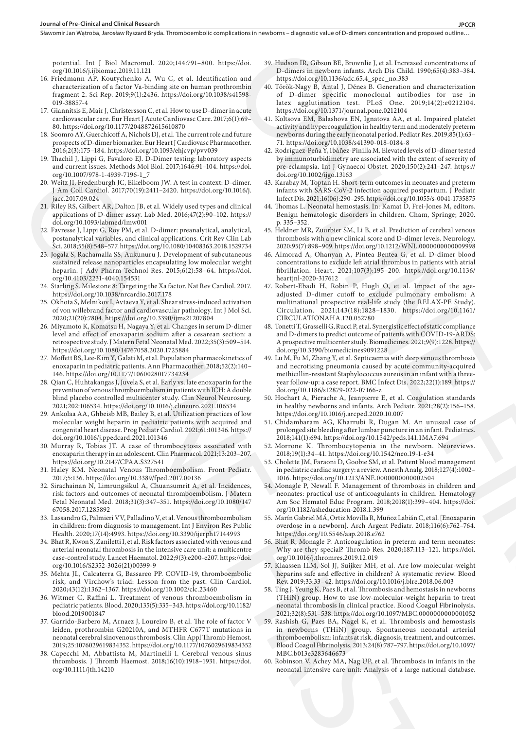potential. Int J Biol Macromol. 2020;144:791–800. https://doi.org/10.1016/j.ijbiomac.2019.11.121

16. Friedmann AP, Koutychenko A, Wu C, et al. Identification and characterization of a factor Va-binding site on human prothrombin fragment 2. Sci Rep. 2019;9(1):2436. https://doi.org/10.1038/s41598-019-38857-4
17. Giannitsis E, Mair J, Christersson C, et al. How to use D-dimer in acute cardiovascular care. Eur Heart J Acute Cardiovasc Care. 2017;6(1):69–80. https://doi.org/10.1177/2048872615610870
18. Soomro AY, Guerchicoff A, Nichols DJ, et al. The current role and future prospects of D-dimer biomarker. Eur Heart J Cardiovasc Pharmacother. 2016;2(3):175–184. https://doi.org/10.1093/ehjcvp/pvv039
19. Thachil J, Lippi G, Favaloro EJ. D-Dimer testing: laboratory aspects and current issues. Methods Mol Biol. 2017;1646:91–104. https://doi.org/10.1007/978-1-4939-7196-1_7
20. Weitz JI, Fredenburgh JC, Eikelboom JW. A test in context: D-dimer. J Am Coll Cardiol. 2017;70(19):2411–2420. https://doi.org/10.1016/j.jacc.2017.09.024
21. Riley RS, Gilbert AR, Dalton JB, et al. Widely used types and clinical applications of D-dimer assay. Lab Med. 2016;47(2):90–102. https://doi.org/10.1093/labmed/lmw001
22. Favresse J, Lippi G, Roy PM, et al. D-dimer: preanalytical, analytical, postanalytical variables, and clinical applications. Crit Rev Clin Lab Sci. 2018;55(8):548–577. https://doi.org/10.1080/10408363.2018.1529734
23. Jogala S, Rachamalla SS, Aukunuru J. Development of subcutaneous sustained release nanoparticles encapsulating low molecular weight heparin. J Adv Pharm Technol Res. 2015;6(2):58–64. https://doi.org/10.4103/2231-4040.154531
24. Starling S. Milestone 8: Targeting the Xa factor. Nat Rev Cardiol. 2017. https://doi.org/10.1038/nrcardio.2017.178
25. Okhota S, Melnikov I, Avtaeva Y, et al. Shear stress-induced activation of von willebrand factor and cardiovascular pathology. Int J Mol Sci. 2020;21(20):7804. https://doi.org/10.3390/ijms21207804
26. Miyamoto K, Komatsu H, Nagaya Y, et al. Changes in serum D-dimer level and effect of enoxaparin sodium after a cesarean section: a retrospective study. J Matern Fetal Neonatal Med. 2022;35(3):509–514. https://doi.org/10.1080/14767058.2020.1725884
27. Moffett BS, Lee-Kim Y, Galati M, et al. Population pharmacokinetics of enoxaparin in pediatric patients. Ann Pharmacother. 2018;52(2):140–146. https://doi.org/10.1177/1060028017734234
28. Qian C, Huhtakangas J, Juvela S, et al. Early vs. late enoxaparin for the prevention of venous thromboembolism in patients with ICH: A double blind placebo controlled multicenter study. Clin Neurol Neurosurg. 2021;202:106534. https://doi.org/10.1016/j.clineuro.2021.106534
29. Ankolaa AA, Ghbeisb MB, Bailey B, et al. Utilization practices of low molecular weight heparin in pediatric patients with acquired and congenital heart disease. Prog Pediatr Cardiol. 2021;61:101346. https://doi.org/10.1016/j.ppedcard.2021.101346
30. Murray R, Tobias JT. A case of thrombocytosis associated with enoxaparin therapy in an adolescent. Clin Pharmacol. 2021;13:203–207. https://doi.org/10.2147/CPAA.S327541
31. Haley KM. Neonatal Venous Thromboembolism. Front Pediatr. 2017;5:136. https://doi.org/10.3389/fped.2017.00136
32. Sirachainan N, Limrungsikul A, Chuansumrit A, et al. Incidences, risk factors and outcomes of neonatal thromboembolism. J Matern Fetal Neonatal Med. 2018;31(3):347–351. https://doi.org/10.1080/14767058.2017.1285892
33. Lassandro G, Palmieri VV, Palladino V, et al. Venous thromboembolism in children: from diagnosis to management. Int J Environ Res Public Health. 2020;17(14):4993. https://doi.org/10.3390/ijerph17144993
34. Bhat R, Kwon S, Zaniletti I, et al. Risk factors associated with venous and arterial neonatal thrombosis in the intensive care unit: a multicentre case-control study. Lancet Haematol. 2022;9(3):e200-e207. https://doi.org/10.1016/S2352-3026(21)00399-9
35. Mehta JL, Calcaterra G, Bassareo PP. COVID-19, thromboembolic risk, and Virchow's triad: Lesson from the past. Clin Cardiol. 2020;43(12):1362–1367. https://doi.org/10.1002/clc.23460
36. Witmer C, Raffini L. Treatment of venous thromboembolism in pediatric patients. Blood. 2020;135(5):335–343. https://doi.org/10.1182/blood.2019001847
37. Garrido-Barbero M, Arnaez J, Loureiro B, et al. The role of factor V leiden, prothrombin G20210A, and MTHFR C677T mutations in neonatal cerebral sinovenous thrombosis. Clin Appl Thromb Hemost. 2019;25:1076029619834352. https://doi.org/10.1177/1076029619834352
38. Capecchi M, Abbattista M, Martinelli I. Cerebral venous sinus thrombosis. J Thromb Haemost. 2018;16(10):1918–1931. https://doi.org/10.1111/jth.14210
39. Hudson IR, Gibson BE, Brownlie J, et al. Increased concentrations of D-dimers in newborn infants. Arch Dis Child. 1990;65(4):383–384. https://doi.org/10.1136/adc.65.4_spec_no.383
40. Török-Nagy B, Antal J, Dénes B. Generation and characterization of D-dimer specific monoclonal antibodies for use in latex agglutination test. PLoS One. 2019;14(2):e0212104. https://doi.org/10.1371/journal.pone.0212104
41. Koltsova EM, Balashova EN, Ignatova AA, et al. Impaired platelet activity and hypercoagulation in healthy term and moderately preterm newborns during the early neonatal period. Pediatr Res. 2019;85(1):63–71. https://doi.org/10.1038/s41390-018-0184-8
42. Rodríguez-Peña Y, Ibáñez-Pinilla M. Elevated levels of D-dimer tested by immunoturbidimetry are associated with the extent of severity of pre-eclampsia. Int J Gynaecol Obstet. 2020;150(2):241–247. https://doi.org/10.1002/ijgo.13163
43. Karabay M, Toptan H. Short-term outcomes in neonates and preterm infants with SARS-CoV-2 infection acquired postpartum. J Pediatr Infect Dis. 2021;16(06):290–295. https://doi.org/10.1055/s-0041-1735875
44. Thomas L. Neonatal hemostasis. In: Kamat D, Frei-Jones M, editors. Benign hematologic disorders in children. Cham, Springe; 2020. p. 335–352.
45. Heldner MR, Zuurbier SM, Li B, et al. Prediction of cerebral venous thrombosis with a new clinical score and D-dimer levels. Neurology. 2020;95(7):898–909. https://doi.org/10.1212/WNL.0000000000009998
46. Almorad A, Ohanyan A, Pintea Bentea G, et al. D-dimer blood concentrations to exclude left atrial thrombus in patients with atrial fibrillation. Heart. 2021;107(3):195–200. https://doi.org/10.1136/heartjnl-2020-317612
47. Robert-Ebadi H, Robin P, Hugli O, et al. Impact of the age-adjusted D-dimer cutoff to exclude pulmonary embolism: A multinational prospective real-life study (the RELAX-PE Study). Circulation. 2021;143(18):1828–1830. https://doi.org/10.1161/CIRCULATIONAHA.120.052780
48. Tonetti T, Grasselli G, Rucci P, et al. Synergistic effect of static compliance and D-dimers to predict outcome of patients with COVID-19-ARDS: A prospective multicenter study. Biomedicines. 2021;9(9):1228. https://doi.org/10.3390/biomedicines9091228
49. Lu M, Fu M, Zhang Y, et al. Septicaemia with deep venous thrombosis and necrotising pneumonia caused by acute community-acquired methicillin-resistant Staphylococcus aureus in an infant with a three-year follow-up: a case report. BMC Infect Dis. 2022;22(1):189. https://doi.org/10.1186/s12879-022-07166-z
50. Hochart A, Pierache A, Jeanpierre E, et al. Coagulation standards in healthy newborns and infants. Arch Pediatr. 2021;28(2):156–158. https://doi.org/10.1016/j.arcped.2020.10.007
51. Chidambaram AG, Kharrubi R, Dugan M. An unusual case of prolonged site bleeding after lumbar puncture in an infant. Pediatrics. 2018;141(1):694. https://doi.org/10.1542/peds.141.1MA7.694
52. Morrone K. Thrombocytopenia in the newborn. Neoreviews. 2018;19(1):34–41. https://doi.org/10.1542/neo.19-1-e34
53. Cholette JM, Faraoni D, Goobie SM, et al. Patient blood management in pediatric cardiac surgery: a review. Anesth Analg. 2018;127(4):1002–1016. https://doi.org/10.1213/ANE.0000000000002504
54. Monagle P, Newall F. Management of thrombosis in children and neonates: practical use of anticoagulants in children. Hematology Am Soc Hematol Educ Program. 2018;2018(1):399–404. https://doi.org/10.1182/asheducation-2018.1.399
55. Marín Gabriel MÁ, Ortiz Movilla R, Muñoz Labián C, et al. [Enoxaparin overdose in a newborn]. Arch Argent Pediatr. 2018;116(6):762–764. https://doi.org/10.5546/aap.2018.e762
56. Bhat R, Monagle P. Anticoagulation in preterm and term neonates: Why are they special? Thromb Res. 2020;187:113–121. https://doi.org/10.1016/j.thromres.2019.12.019
57. Klaassen ILM, Sol JJ, Suijker MH, et al. Are low-molecular-weight heparins safe and effective in children? A systematic review. Blood Rev. 2019;33:33–42. https://doi.org/10.1016/j.blre.2018.06.003
58. Ting J, Yeung K, Paes B, et al. Thrombosis and hemostasis in newborns (THiN) group. How to use low-molecular-weight heparin to treat neonatal thrombosis in clinical practice. Blood Coagul Fibrinolysis. 2021;32(8):531–538. https://doi.org/10.1097/MBC.0000000000001052
59. Rashish G, Paes BA, Nagel K, et al. Thrombosis and hemostasis in newborns (THiN) group. Spontaneous neonatal arterial thromboembolism: infants at risk, diagnosis, treatment, and outcomes. Blood Coagul Fibrinolysis. 2013;24(8):787–797. https://doi.org/10.1097/MBC.0b013e3283646673
60. Robinson V, Achey MA, Nag UP, et al. Thrombosis in infants in the neonatal intensive care unit: Analysis of a large national database.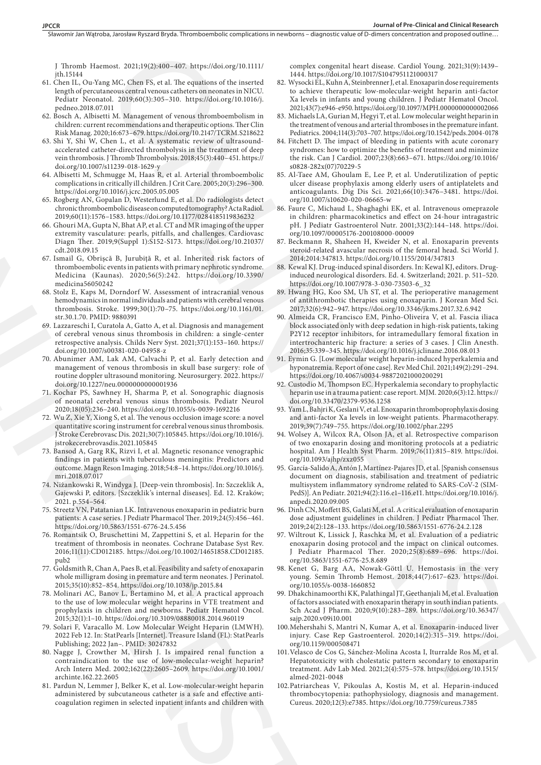J Thromb Haemost. 2021;19(2):400–407. https://doi.org/10.1111/jth.15144

61. Chen IL, Ou-Yang MC, Chen FS, et al. The equations of the inserted length of percutaneous central venous catheters on neonates in NICU. Pediatr Neonatol. 2019;60(3):305–310. https://doi.org/10.1016/j.pedneo.2018.07.011
62. Bosch A, Albisetti M. Management of venous thromboembolism in children: current recommendations and therapeutic options. Ther Clin Risk Manag. 2020;16:673–679. https://doi.org/10.2147/TCRM.S218622
63. Shi Y, Shi W, Chen L, et al. A systematic review of ultrasound-accelerated catheter-directed thrombolysis in the treatment of deep vein thrombosis. J Thromb Thrombolysis. 2018;45(3):440–451. https://doi.org/10.1007/s11239-018-1629-y
64. Albisetti M, Schmugge M, Haas R, et al. Arterial thromboembolic complications in critically ill children. J Crit Care. 2005;20(3):296–300. https://doi.org/10.1016/j.jcrc.2005.05.005
65. Rogberg AN, Gopalan D, Westerlund E, et al. Do radiologists detect chronic thromboembolic disease on computed tomography? Acta Radiol. 2019;60(11):1576–1583. https://doi.org/10.1177/0284185119836232
66. Ghouri MA, Gupta N, Bhat AP, et al. CT and MR imaging of the upper extremity vasculature: pearls, pitfalls, and challenges. Cardiovasc Diagn Ther. 2019;9(Suppl 1):S152-S173. https://doi.org/10.21037/cdt.2018.09.15
67. Ismail G, Obrișcă B, Jurubiță R, et al. Inherited risk factors of thromboembolic events in patients with primary nephrotic syndrome. Medicina (Kaunas). 2020;56(5):242. https://doi.org/10.3390/medicina56050242
68. Stolz E, Kaps M, Dorndorf W. Assessment of intracranial venous hemodynamics in normal individuals and patients with cerebral venous thrombosis. Stroke. 1999;30(1):70–75. https://doi.org/10.1161/01.str.30.1.70. PMID: 9880391
69. Lazzareschi I, Curatola A, Gatto A, et al. Diagnosis and management of cerebral venous sinus thrombosis in children: a single-center retrospective analysis. Childs Nerv Syst. 2021;37(1):153–160. https://doi.org/10.1007/s00381-020-04958-z
70. Abunimer AM, Lak AM, Calvachi P, et al. Early detection and management of venous thrombosis in skull base surgery: role of routine doppler ultrasound monitoring. Neurosurgery. 2022. https://doi.org/10.1227/neu.0000000000001936
71. Kochar PS, Sawhney H, Sharma P, et al. Sonographic diagnosis of neonatal cerebral venous sinus thrombosis. Pediatr Neurol 2020;18(05):236–240. https://doi.org/10.1055/s-0039-1692216
72. Wu Z, Xie Y, Xiong S, et al. The venous occlusion image score: a novel quantitative scoring instrument for cerebral venous sinus thrombosis. J Stroke Cerebrovasc Dis. 2021;30(7):105845. https://doi.org/10.1016/j.jstrokecerebrovasdis.2021.105845
73. Bansod A, Garg RK, Rizvi I, et al. Magnetic resonance venographic findings in patients with tuberculous meningitis: Predictors and outcome. Magn Reson Imaging. 2018;54:8–14. https://doi.org/10.1016/j.mri.2018.07.017
74. Niżankowski R, Windyga J. [Deep-vein thrombosis]. In: Szczeklik A, Gajewski P, editors. [Szczeklik's internal diseases]. Ed. 12. Kraków; 2021. p.554–564.
75. Streetz VN, Patatanian LK. Intravenous enoxaparin in pediatric burn patients: A case series. J Pediatr Pharmacol Ther. 2019;24(5):456–461. https://doi.org/10.5863/1551-6776-24.5.456
76. Romantsik O, Bruschettini M, Zappettini S, et al. Heparin for the treatment of thrombosis in neonates. Cochrane Database Syst Rev. 2016;11(11):CD012185. https://doi.org/10.1002/14651858.CD012185.pub2
77. Goldsmith R, Chan A, Paes B, et al. Feasibility and safety of enoxaparin whole milligram dosing in premature and term neonates. J Perinatol. 2015;35(10):852–854. https://doi.org/10.1038/jp.2015.84
78. Molinari AC, Banov L, Bertamino M, et al. A practical approach to the use of low molecular weight heparins in VTE treatment and prophylaxis in children and newborns. Pediatr Hematol Oncol. 2015;32(1):1–10. https://doi.org/10.3109/08880018.2014.960119
79. Solari F, Varacallo M. Low Molecular Weight Heparin (LMWH). 2022 Feb 12. In: StatPearls [Internet]. Treasure Island (FL): StatPearls Publishing; 2022 Jan–. PMID: 30247832
80. Nagge J, Crowther M, Hirsh J. Is impaired renal function a contraindication to the use of low-molecular-weight heparin? Arch Intern Med. 2002;162(22):2605–2609. https://doi.org/10.1001/archinte.162.22.2605
81. Pardun N, Lemmer J, Belker K, et al. Low-molecular-weight heparin administered by subcutaneous catheter is a safe and effective anticoagulation regimen in selected inpatient infants and children with complex congenital heart disease. Cardiol Young. 2021;31(9):1439–1444. https://doi.org/10.1017/S1047951121000317
82. Wysocki EL, Kuhn A, Steinbrenner J, et al. Enoxaparin dose requirements to achieve therapeutic low-molecular-weight heparin anti-factor Xa levels in infants and young children. J Pediatr Hematol Oncol. 2021;43(7):e946-e950. https://doi.org/10.1097/MPH.0000000000002066
83. Michaels LA, Gurian M, Hegyi T, et al. Low molecular weight heparin in the treatment of venous and arterial thromboses in the premature infant. Pediatrics. 2004;114(3):703–707. https://doi.org/10.1542/peds.2004-0178
84. Fitchett D. The impact of bleeding in patients with acute coronary syndromes: how to optimize the benefits of treatment and minimize the risk. Can J Cardiol. 2007;23(8):663–671. https://doi.org/10.1016/s0828-282x(07)70229-5
85. Al-Taee AM, Ghoulam E, Lee P, et al. Underutilization of peptic ulcer disease prophylaxis among elderly users of antiplatelets and anticoagulants. Dig Dis Sci. 2021;66(10):3476–3481. https://doi.org/10.1007/s10620-020-06665-w
86. Faure C, Michaud L, Shaghaghi EK, et al. Intravenous omeprazole in children: pharmacokinetics and effect on 24-hour intragastric pH. J Pediatr Gastroenterol Nutr. 2001;33(2):144–148. https://doi.org/10.1097/00005176-200108000-00009
87. Beckmann R, Shaheen H, Kweider N, et al. Enoxaparin prevents steroid-related avascular necrosis of the femoral head. Sci World J. 2014;2014:347813. https://doi.org/10.1155/2014/347813
88. Kewal KJ. Drug-induced spinal disorders. In: Kewal KJ, editors. Drug-induced neurological disorders. Ed. 4. Switzerland; 2021. p. 511–520. https://doi.org/10.1007/978-3-030-73503-6_32
89. Hwang HG, Koo SM, Uh ST, et al. The perioperative management of antithrombotic therapies using enoxaparin. J Korean Med Sci. 2017;32(6):942–947. https://doi.org/10.3346/jkms.2017.32.6.942
90. Almeida CR, Francisco EM, Pinho-Oliveira V, et al. Fascia iliaca block associated only with deep sedation in high-risk patients, taking P2Y12 receptor inhibitors, for intramedullary femoral fixation in intertrochanteric hip fracture: a series of 3 cases. J Clin Anesth. 2016;35:339–345. https://doi.org/10.1016/j.jclinane.2016.08.013
91. Eymin G. [Low molecular weight heparin-induced hyperkalemia and hyponatremia. Report of one case]. Rev Med Chil. 2021;149(2):291–294. https://doi.org/10.4067/s0034-98872021000200291
92. Custodio M, Thompson EC. Hyperkalemia secondary to prophylactic heparin use in a trauma patient: case report. MJM. 2020;6(3):12. https://doi.org/10.33470/2379-9536.1258
93. Yam L, Bahjri K, Geslani V, et al. Enoxaparin thromboprophylaxis dosing and anti-factor Xa levels in low-weight patients. Pharmacotherapy. 2019;39(7):749–755. https://doi.org/10.1002/phar.2295
94. Wolsey A, Wilcox RA, Olson JA, et al. Retrospective comparison of two enoxaparin dosing and monitoring protocols at a pediatric hospital. Am J Health Syst Pharm. 2019;76(11):815–819. https://doi.org/10.1093/ajhp/zxz055
95. García-Salido A, Antón J, Martínez-Pajares JD, et al. [Spanish consensus document on diagnosis, stabilisation and treatment of pediatric multisystem inflammatory syndrome related to SARS-CoV-2 (SIM-PedS)]. An Pediatr. 2021;94(2):116.e1–116.e11. https://doi.org/10.1016/j.anpedi.2020.09.005
96. Dinh CN, Moffett BS, Galati M, et al. A critical evaluation of enoxaparin dose adjustment guidelines in children. J Pediatr Pharmacol Ther. 2019;24(2):128–133. https://doi.org/10.5863/1551-6776-24.2.128
97. Wiltrout K, Lissick J, Raschka M, et al. Evaluation of a pediatric enoxaparin dosing protocol and the impact on clinical outcomes. J Pediatr Pharmacol Ther. 2020;25(8):689–696. https://doi.org/10.5863/1551-6776-25.8.689
98. Kenet G, Barg AA, Nowak-Göttl U. Hemostasis in the very young. Semin Thromb Hemost. 2018;44(7):617–623. https://doi.org/10.1055/s-0038-1660852
99. Dhakchinamoorthi KK, Palathingal JT, Geethanjali M, et al. Evaluation of factors associated with enoxaparin therapy in south indian patients. Sch Acad J Pharm. 2020;9(10):283–289. https://doi.org/10.36347/sajp.2020.v09i10.001
100. Mehershahi S, Mantri N, Kumar A, et al. Enoxaparin-induced liver injury. Case Rep Gastroenterol. 2020;14(2):315–319. https://doi.org/10.1159/000508471
101. Velasco de Cos G, Sánchez-Molina Acosta I, Iturralde Ros M, et al. Hepatotoxicity with cholestatic pattern secondary to enoxaparin treatment. Adv Lab Med. 2021;2(4):575–578. https://doi.org/10.1515/almed-2021-0048
102. Patriarcheas V, Pikoulas A, Kostis M, et al. Heparin-induced thrombocytopenia: pathophysiology, diagnosis and management. Cureus. 2020;12(3):e7385. https://doi.org/10.7759/cureus.7385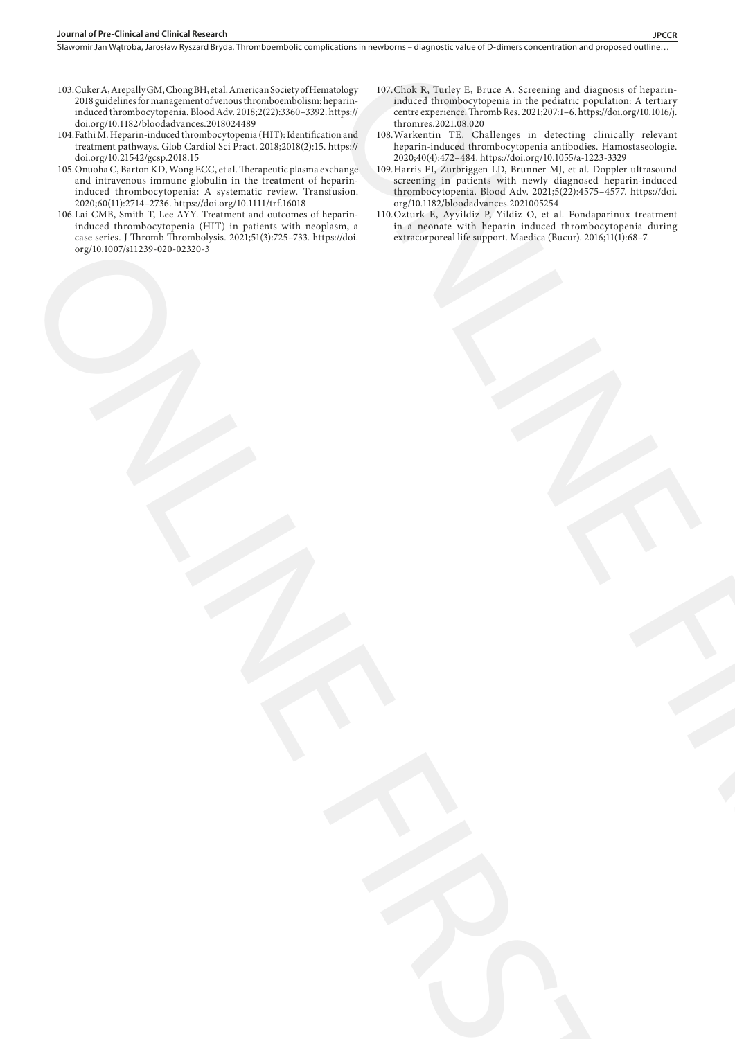103. Cuker A, Arepally GM, Chong BH, et al. American Society of Hematology 2018 guidelines for management of venous thromboembolism: heparin-induced thrombocytopenia. Blood Adv. 2018;2(22):3360–3392. https://doi.org/10.1182/bloodadvances.2018024489
104. Fathi M. Heparin-induced thrombocytopenia (HIT): Identification and treatment pathways. Glob Cardiol Sci Pract. 2018;2018(2):15. https://doi.org/10.21542/gcsp.2018.15
105. Onuoha C, Barton KD, Wong ECC, et al. Therapeutic plasma exchange and intravenous immune globulin in the treatment of heparin-induced thrombocytopenia: A systematic review. Transfusion. 2020;60(11):2714–2736. https://doi.org/10.1111/trf.16018
106. Lai CMB, Smith T, Lee AYY. Treatment and outcomes of heparin-induced thrombocytopenia (HIT) in patients with neoplasm, a case series. J Thromb Thrombolysis. 2021;51(3):725–733. https://doi.org/10.1007/s11239-020-02320-3
107. Chok R, Turley E, Bruce A. Screening and diagnosis of heparin-induced thrombocytopenia in the pediatric population: A tertiary centre experience. Thromb Res. 2021;207:1–6. https://doi.org/10.1016/j.thromres.2021.08.020
108. Warkentin TE. Challenges in detecting clinically relevant heparin-induced thrombocytopenia antibodies. Hamostaseologie. 2020;40(4):472–484. https://doi.org/10.1055/a-1223-3329
109. Harris EI, Zurbriggen LD, Brunner MJ, et al. Doppler ultrasound screening in patients with newly diagnosed heparin-induced thrombocytopenia. Blood Adv. 2021;5(22):4575–4577. https://doi.org/10.1182/bloodadvances.2021005254
110. Ozturk E, Ayyildiz P, Yildiz O, et al. Fondaparinux treatment in a neonate with heparin induced thrombocytopenia during extracorporeal life support. Maedica (Bucur). 2016;11(1):68–7.